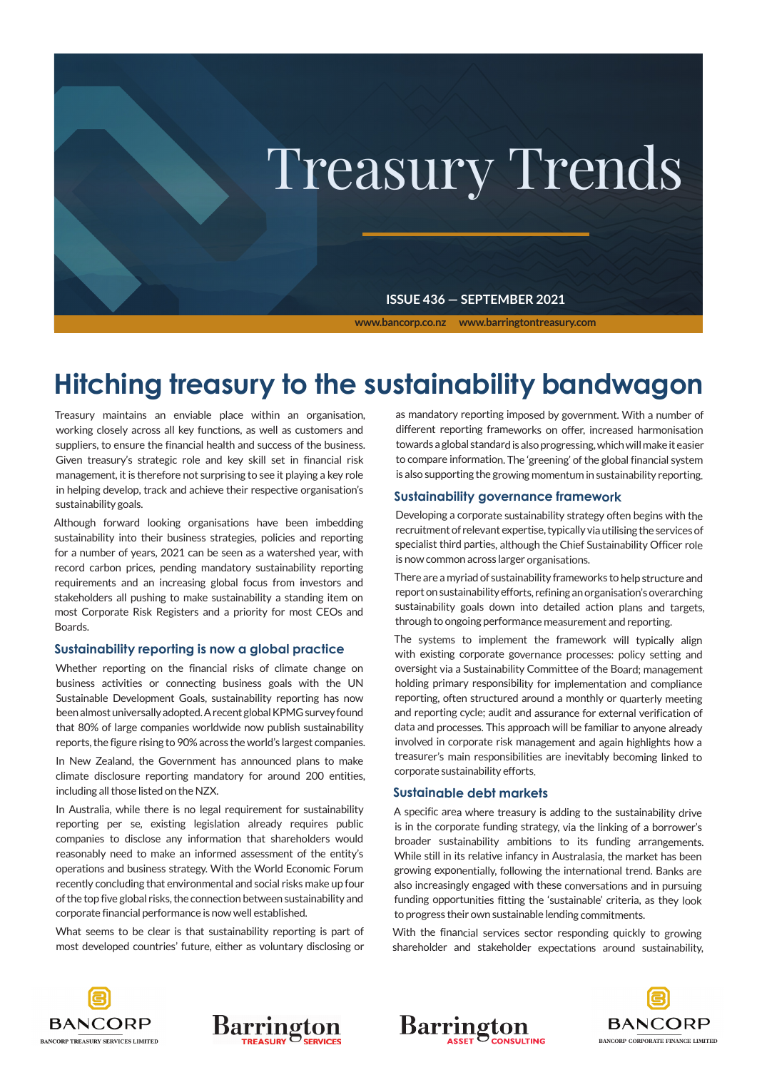# Treasury Trends

ISSUE 436 — SEPTEMBER 2021

www.bancorp.co.nz www.barringtontreasury.com

# Hitching treasury to the sustainability bandwagon

Treasury maintains an enviable place within an organisation, working closely across all key functions, as well as customers and suppliers, to ensure the financial health and success of the business. Given treasury's strategic role and key skill set in financial risk management, it is therefore not surprising to see it playing a key role in helping develop, track and achieve their respective organisation's sustainability goals.

Although forward looking organisations have been imbedding sustainability into their business strategies, policies and reporting for a number of years, 2021 can be seen as a watershed year, with record carbon prices, pending mandatory sustainability reporting requirements and an increasing global focus from investors and stakeholders all pushing to make sustainability a standing item on most Corporate Risk Registers and a priority for most CEOs and Boards.

## Sustainability reporting is now a global practice

Whether reporting on the financial risks of climate change on business activities or connecting business goals with the UN Sustainable Development Goals, sustainability reporting has now been almost universally adopted. A recent global KPMG survey found that 80% of large companies worldwide now publish sustainability reports, the figure rising to 90% across the world's largest companies.

In New Zealand, the Government has announced plans to make climate disclosure reporting mandatory for around 200 entities, including all those listed on the NZX.

In Australia, while there is no legal requirement for sustainability reporting per se, existing legislation already requires public companies to disclose any information that shareholders would reasonably need to make an informed assessment of the entity's operations and business strategy. With the World Economic Forum recently concluding that environmental and social risks make up four of the top five global risks, the connection between sustainability and corporate financial performance is now well established.

What seems to be clear is that sustainability reporting is part of most developed countries' future, either as voluntary disclosing or as mandatory reporting imposed by government. With a number of different reporting frameworks on offer, increased harmonisation towards a global standard is also progressing, which will make it easier to compare information. The 'greening' of the global financial system is also supporting the growing momentum in sustainability reporting.

## Sustainability governance framework

Developing a corporate sustainability strategy often begins with the recruitment of relevant expertise, typically via utilising the services of specialist third parties, although the Chief Sustainability Officer role is now common across larger organisations.

There are a myriad of sustainability frameworks to help structure and report on sustainability efforts, refining an organisation's overarching sustainability goals down into detailed action plans and targets, through to ongoing performance measurement and reporting.

The systems to implement the framework will typically align with existing corporate governance processes: policy setting and oversight via a Sustainability Committee of the Board; management holding primary responsibility for implementation and compliance reporting, often structured around a monthly or quarterly meeting and reporting cycle; audit and assurance for external verification of data and processes. This approach will be familiar to anyone already involved in corporate risk management and again highlights how a treasurer's main responsibilities are inevitably becoming linked to corporate sustainability efforts.

## Sustainable debt markets

A specific area where treasury is adding to the sustainability drive is in the corporate funding strategy, via the linking of a borrower's broader sustainability ambitions to its funding arrangements. While still in its relative infancy in Australasia, the market has been growing exponentially, following the international trend. Banks are also increasingly engaged with these conversations and in pursuing funding opportunities fitting the 'sustainable' criteria, as they look to progress their own sustainable lending commitments.

With the financial services sector responding quickly to growing shareholder and stakeholder expectations around sustainability,

BANCORP TREASURY SERVICES LIMITED | Barrington TREASURY SERVICES | Barrington ASSET CONSULTING | BANCORP CORPORATE FINANCE LIMITED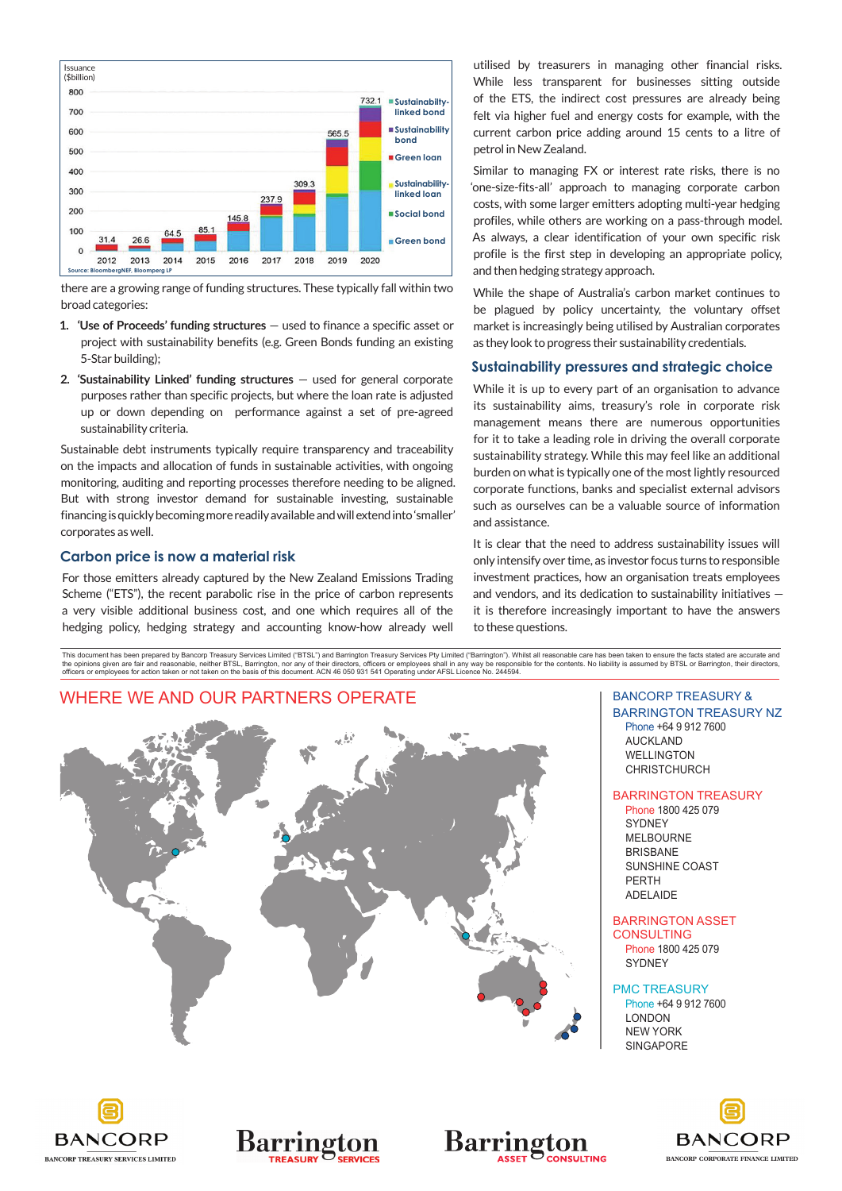Issuance ($billion)

800
700
600
500
400
300
200
100
0

31.4
26.6
64.5
85.1
145.8
237.9
309.3
565.5
732.1

2012 2013 2014 2015 2016 2017 2018 2019 2020

Sustainability-linked bond
Sustainability bond
Green loan
Sustainability-linked loan
Social bond
Green bond

Source: BloombergNEF, Bloomberg LP

there are a growing range of funding structures. These typically fall within two broad categories:

1. **'Use of Proceeds' funding structures** — used to finance a specific asset or project with sustainability benefits (e.g. Green Bonds funding an existing 5-Star building);
2. **'Sustainability Linked' funding structures** — used for general corporate purposes rather than specific projects, but where the loan rate is adjusted up or down depending on performance against a set of pre-agreed sustainability criteria.

Sustainable debt instruments typically require transparency and traceability on the impacts and allocation of funds in sustainable activities, with ongoing monitoring, auditing and reporting processes therefore needing to be aligned. But with strong investor demand for sustainable investing, sustainable financing is quickly becoming more readily available and will extend into 'smaller' corporates as well.

## Carbon price is now a material risk

For those emitters already captured by the New Zealand Emissions Trading Scheme ("ETS"), the recent parabolic rise in the price of carbon represents a very visible additional business cost, and one which requires all of the hedging policy, hedging strategy and accounting know-how already well utilised by treasurers in managing other financial risks. While less transparent for businesses sitting outside of the ETS, the indirect cost pressures are already being felt via higher fuel and energy costs for example, with the current carbon price adding around 15 cents to a litre of petrol in New Zealand.

Similar to managing FX or interest rate risks, there is no 'one-size-fits-all' approach to managing corporate carbon costs, with some larger emitters adopting multi-year hedging profiles, while others are working on a pass-through model. As always, a clear identification of your own specific risk profile is the first step in developing an appropriate policy, and then hedging strategy approach.

While the shape of Australia's carbon market continues to be plagued by policy uncertainty, the voluntary offset market is increasingly being utilised by Australian corporates as they look to progress their sustainability credentials.

## Sustainability pressures and strategic choice

While it is up to every part of an organisation to advance its sustainability aims, treasury's role in corporate risk management means there are numerous opportunities for it to take a leading role in driving the overall corporate sustainability strategy. While this may feel like an additional burden on what is typically one of the most lightly resourced corporate functions, banks and specialist external advisors such as ourselves can be a valuable source of information and assistance.

It is clear that the need to address sustainability issues will only intensify over time, as investor focus turns to responsible investment practices, how an organisation treats employees and vendors, and its dedication to sustainability initiatives — it is therefore increasingly important to have the answers to these questions.

This document has been prepared by Bancorp Treasury Services Limited ("BTSL") and Barrington Treasury Services Pty Limited ("Barrington"). Whilst all reasonable care has been taken to ensure the facts stated are accurate and the opinions given are fair and reasonable, neither BTSL, Barrington, nor any of their directors, officers or employees shall in any way be responsible for the contents. No liability is assumed by BTSL or Barrington, their directors, officers or employees for action taken or not taken on the basis of this document. ACN 46 050 931 541 Operating under AFSL Licence No. 244594.

## WHERE WE AND OUR PARTNERS OPERATE

**BANCORP TREASURY & BARRINGTON TREASURY NZ**
Phone +64 9 912 7600
AUCKLAND
WELLINGTON
CHRISTCHURCH

**BARRINGTON TREASURY**
Phone 1800 425 079
SYDNEY
MELBOURNE
BRISBANE
SUNSHINE COAST
PERTH
ADELAIDE

**BARRINGTON ASSET CONSULTING**
Phone 1800 425 079
SYDNEY

**PMC TREASURY**
Phone +64 9 912 7600
LONDON
NEW YORK
SINGAPORE

BANCORP — BANCORP TREASURY SERVICES LIMITED
Barrington TREASURY SERVICES
Barrington ASSET CONSULTING
BANCORP — BANCORP CORPORATE FINANCE LIMITED